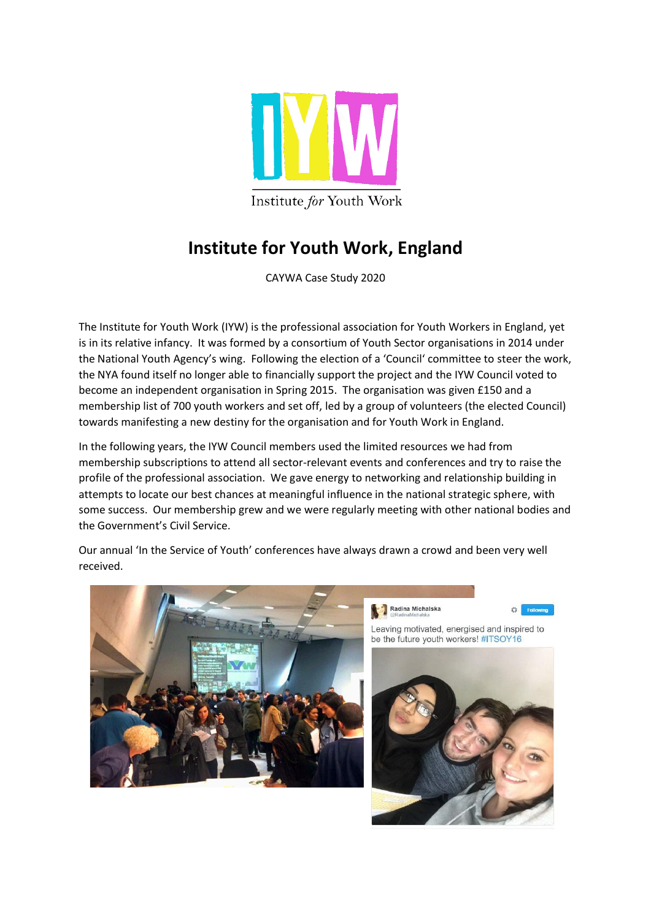# Institute for Youth Work, England

CAYWA Case Study 2020

The Institute for Youth Work (IYW) is the professional association for Youth Workers in England, yet is in its relative infancy. It was formed by a consortium of Youth Sector organisations in 2014 under the National Youth Agency's wing. Following the election of a 'Council' committee to steer the work, the NYA found itself no longer able to financially support the project and the IYW Council voted to become an independent organisation in Spring 2015. The organisation was given £150 and a membership list of 700 youth workers and set off, led by a group of volunteers (the elected Council) towards manifesting a new destiny for the organisation and for Youth Work in England.

In the following years, the IYW Council members used the limited resources we had from membership subscriptions to attend all sector-relevant events and conferences and try to raise the profile of the professional association. We gave energy to networking and relationship building in attempts to locate our best chances at meaningful influence in the national strategic sphere, with some success. Our membership grew and we were regularly meeting with other national bodies and the Government's Civil Service.

Our annual 'In the Service of Youth' conferences have always drawn a crowd and been very well received.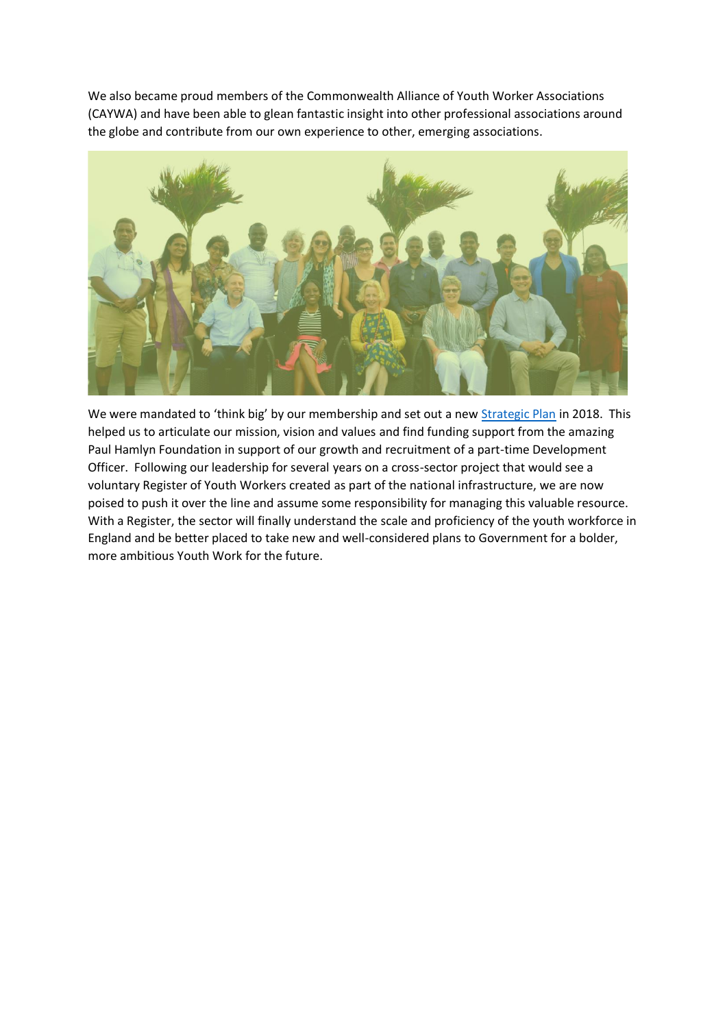We also became proud members of the Commonwealth Alliance of Youth Worker Associations (CAYWA) and have been able to glean fantastic insight into other professional associations around the globe and contribute from our own experience to other, emerging associations.

We were mandated to 'think big' by our membership and set out a new [Strategic Plan]() in 2018. This helped us to articulate our mission, vision and values and find funding support from the amazing Paul Hamlyn Foundation in support of our growth and recruitment of a part-time Development Officer. Following our leadership for several years on a cross-sector project that would see a voluntary Register of Youth Workers created as part of the national infrastructure, we are now poised to push it over the line and assume some responsibility for managing this valuable resource. With a Register, the sector will finally understand the scale and proficiency of the youth workforce in England and be better placed to take new and well-considered plans to Government for a bolder, more ambitious Youth Work for the future.